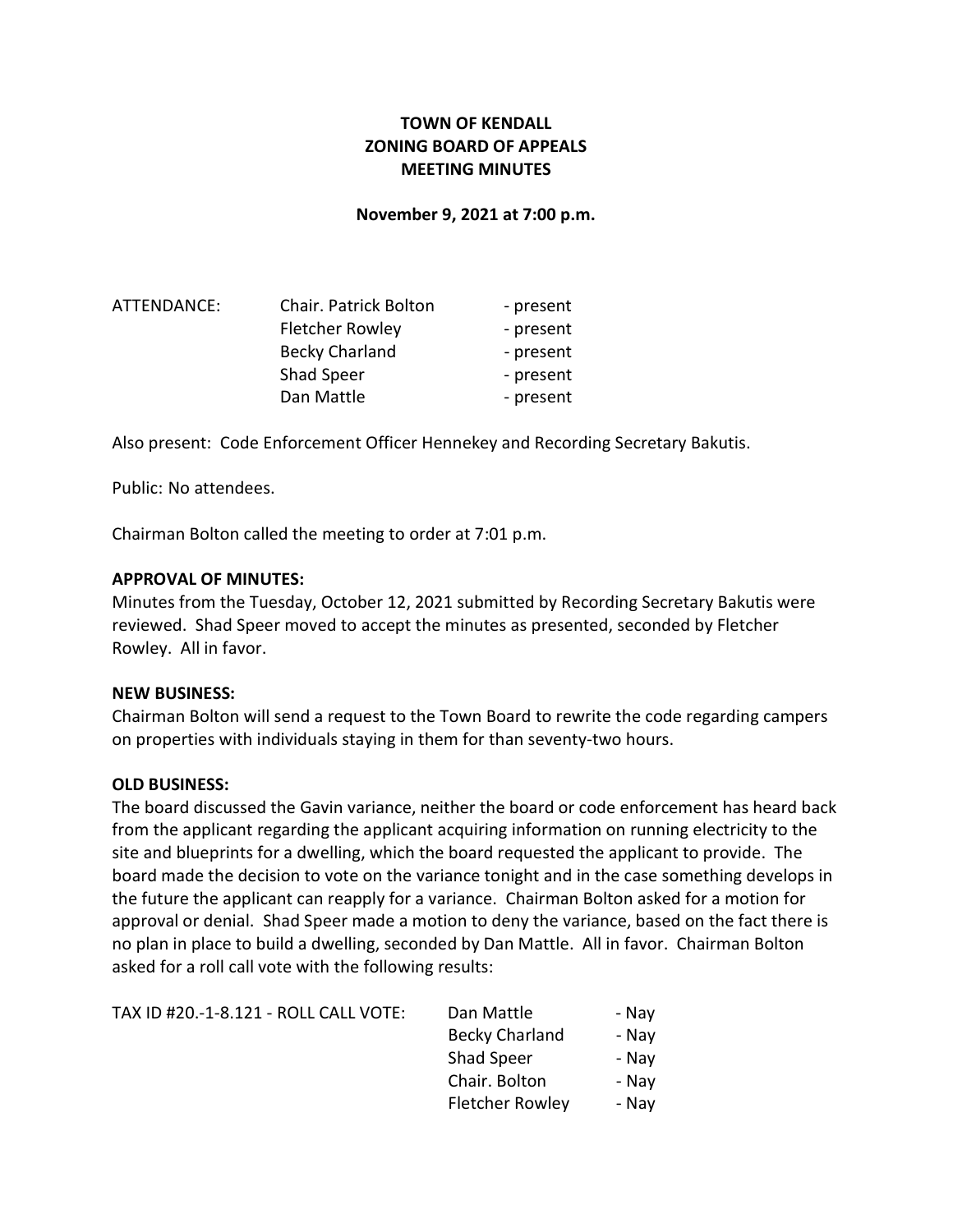# TOWN OF KENDALL
# ZONING BOARD OF APPEALS
# MEETING MINUTES

**November 9, 2021 at 7:00 p.m.**

| ATTENDANCE: | Chair. Patrick Bolton | - present |
|---|---|---|
| | Fletcher Rowley | - present |
| | Becky Charland | - present |
| | Shad Speer | - present |
| | Dan Mattle | - present |

Also present: Code Enforcement Officer Hennekey and Recording Secretary Bakutis.

Public: No attendees.

Chairman Bolton called the meeting to order at 7:01 p.m.

**APPROVAL OF MINUTES:**
Minutes from the Tuesday, October 12, 2021 submitted by Recording Secretary Bakutis were reviewed. Shad Speer moved to accept the minutes as presented, seconded by Fletcher Rowley. All in favor.

**NEW BUSINESS:**
Chairman Bolton will send a request to the Town Board to rewrite the code regarding campers on properties with individuals staying in them for than seventy-two hours.

**OLD BUSINESS:**
The board discussed the Gavin variance, neither the board or code enforcement has heard back from the applicant regarding the applicant acquiring information on running electricity to the site and blueprints for a dwelling, which the board requested the applicant to provide. The board made the decision to vote on the variance tonight and in the case something develops in the future the applicant can reapply for a variance. Chairman Bolton asked for a motion for approval or denial. Shad Speer made a motion to deny the variance, based on the fact there is no plan in place to build a dwelling, seconded by Dan Mattle. All in favor. Chairman Bolton asked for a roll call vote with the following results:

| TAX ID #20.-1-8.121 - ROLL CALL VOTE: | Dan Mattle | - Nay |
|---|---|---|
| | Becky Charland | - Nay |
| | Shad Speer | - Nay |
| | Chair. Bolton | - Nay |
| | Fletcher Rowley | - Nay |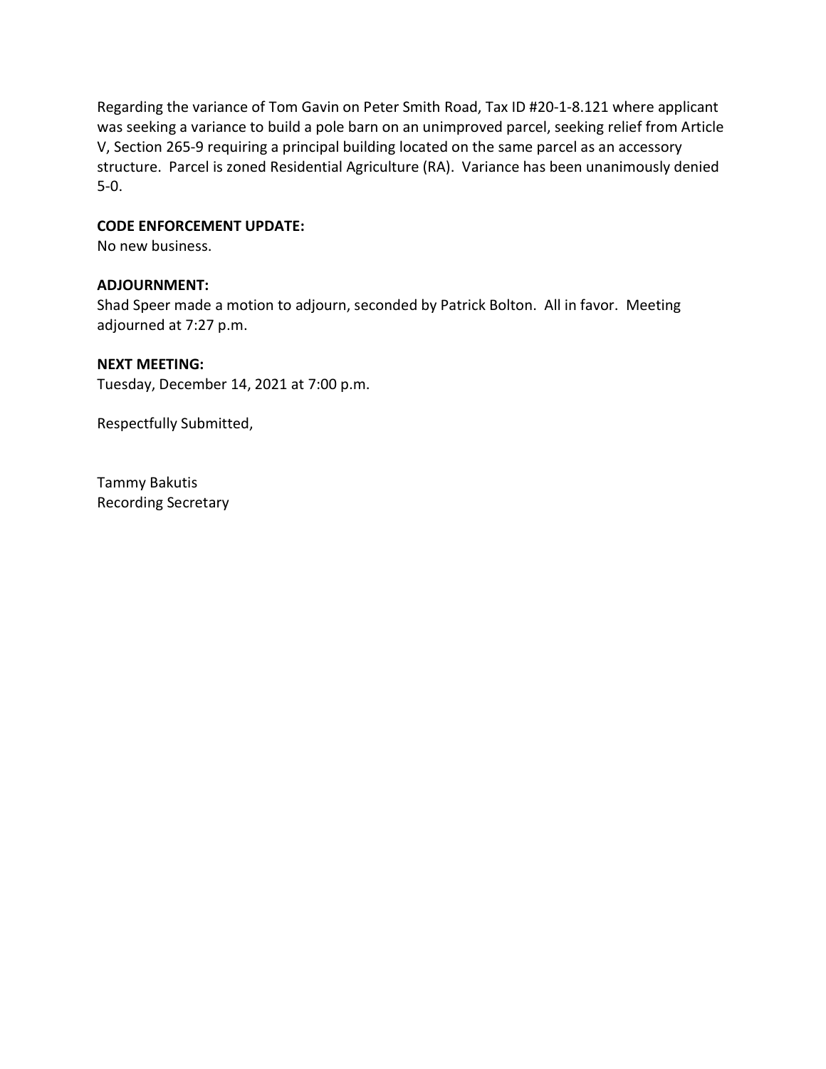Regarding the variance of Tom Gavin on Peter Smith Road, Tax ID #20-1-8.121 where applicant was seeking a variance to build a pole barn on an unimproved parcel, seeking relief from Article V, Section 265-9 requiring a principal building located on the same parcel as an accessory structure. Parcel is zoned Residential Agriculture (RA). Variance has been unanimously denied 5-0.

**CODE ENFORCEMENT UPDATE:**
No new business.

**ADJOURNMENT:**
Shad Speer made a motion to adjourn, seconded by Patrick Bolton. All in favor. Meeting adjourned at 7:27 p.m.

**NEXT MEETING:**
Tuesday, December 14, 2021 at 7:00 p.m.

Respectfully Submitted,

Tammy Bakutis
Recording Secretary